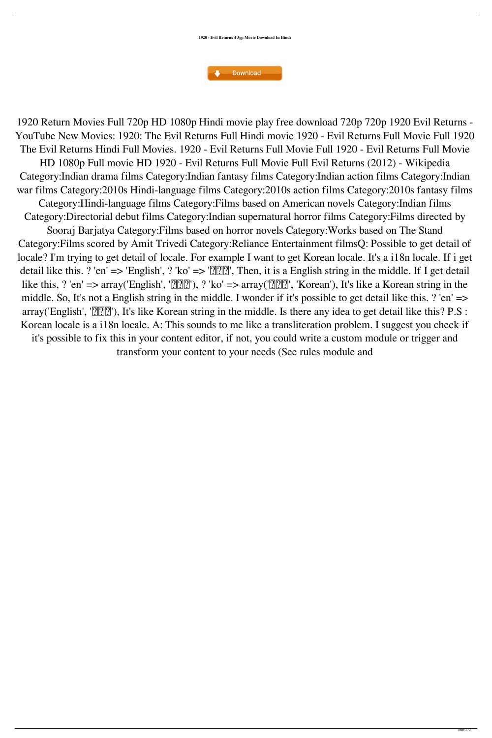**1920 - Evil Returns 4 3gp Movie Download In Hindi**

Download

1920 Return Movies Full 720p HD 1080p Hindi movie play free download 720p 720p 1920 Evil Returns - YouTube New Movies: 1920: The Evil Returns Full Hindi movie 1920 - Evil Returns Full Movie Full 1920 The Evil Returns Hindi Full Movies. 1920 - Evil Returns Full Movie Full 1920 - Evil Returns Full Movie HD 1080p Full movie HD 1920 - Evil Returns Full Movie Full Evil Returns (2012) - Wikipedia Category:Indian drama films Category:Indian fantasy films Category:Indian action films Category:Indian war films Category:2010s Hindi-language films Category:2010s action films Category:2010s fantasy films Category:Hindi-language films Category:Films based on American novels Category:Indian films Category:Directorial debut films Category:Indian supernatural horror films Category:Films directed by Sooraj Barjatya Category:Films based on horror novels Category:Works based on The Stand Category:Films scored by Amit Trivedi Category:Reliance Entertainment filmsQ: Possible to get detail of locale? I'm trying to get detail of locale. For example I want to get Korean locale. It's a i18n locale. If i get detail like this. ? 'en' => 'English', ? 'ko' => '???', Then, it is a English string in the middle. If I get detail like this, ? 'en' => array('English', '???'), ? 'ko' => array('???', 'Korean'), It's like a Korean string in the middle. So, It's not a English string in the middle. I wonder if it's possible to get detail like this. ? 'en' => array('English', '???'), It's like Korean string in the middle. Is there any idea to get detail like this? P.S : Korean locale is a i18n locale. A: This sounds to me like a transliteration problem. I suggest you check if it's possible to fix this in your content editor, if not, you could write a custom module or trigger and transform your content to your needs (See rules module and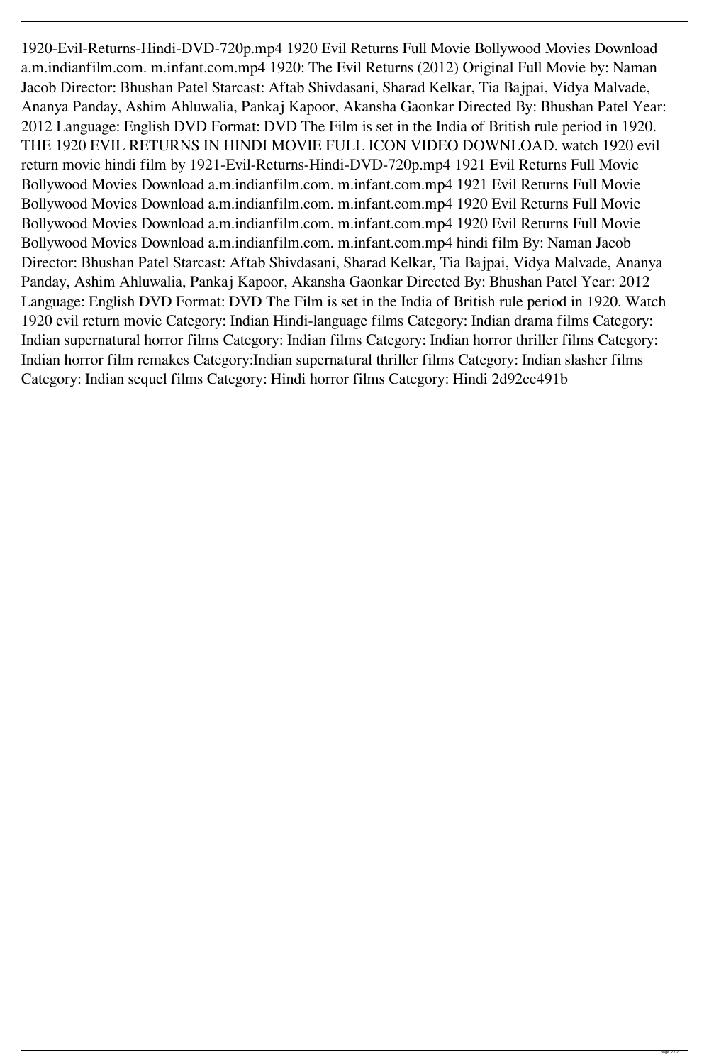1920-Evil-Returns-Hindi-DVD-720p.mp4 1920 Evil Returns Full Movie Bollywood Movies Download a.m.indianfilm.com. m.infant.com.mp4 1920: The Evil Returns (2012) Original Full Movie by: Naman Jacob Director: Bhushan Patel Starcast: Aftab Shivdasani, Sharad Kelkar, Tia Bajpai, Vidya Malvade, Ananya Panday, Ashim Ahluwalia, Pankaj Kapoor, Akansha Gaonkar Directed By: Bhushan Patel Year: 2012 Language: English DVD Format: DVD The Film is set in the India of British rule period in 1920. THE 1920 EVIL RETURNS IN HINDI MOVIE FULL ICON VIDEO DOWNLOAD. watch 1920 evil return movie hindi film by 1921-Evil-Returns-Hindi-DVD-720p.mp4 1921 Evil Returns Full Movie Bollywood Movies Download a.m.indianfilm.com. m.infant.com.mp4 1921 Evil Returns Full Movie Bollywood Movies Download a.m.indianfilm.com. m.infant.com.mp4 1920 Evil Returns Full Movie Bollywood Movies Download a.m.indianfilm.com. m.infant.com.mp4 1920 Evil Returns Full Movie Bollywood Movies Download a.m.indianfilm.com. m.infant.com.mp4 hindi film By: Naman Jacob Director: Bhushan Patel Starcast: Aftab Shivdasani, Sharad Kelkar, Tia Bajpai, Vidya Malvade, Ananya Panday, Ashim Ahluwalia, Pankaj Kapoor, Akansha Gaonkar Directed By: Bhushan Patel Year: 2012 Language: English DVD Format: DVD The Film is set in the India of British rule period in 1920. Watch 1920 evil return movie Category: Indian Hindi-language films Category: Indian drama films Category: Indian supernatural horror films Category: Indian films Category: Indian horror thriller films Category: Indian horror film remakes Category:Indian supernatural thriller films Category: Indian slasher films Category: Indian sequel films Category: Hindi horror films Category: Hindi 2d92ce491b